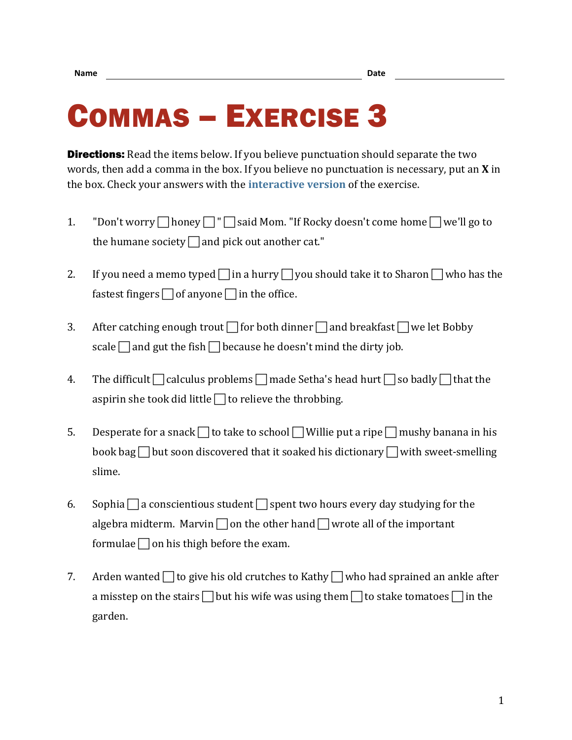Name \_\_\_\_\_\_\_\_\_\_\_\_\_\_\_\_\_\_\_\_\_\_\_\_\_\_\_\_\_\_\_\_ Date \_\_\_\_\_\_\_\_\_\_\_\_\_\_\_\_

# Commas – Exercise 3

**Directions:** Read the items below. If you believe punctuation should separate the two words, then add a comma in the box. If you believe no punctuation is necessary, put an **X** in the box. Check your answers with the **interactive version** of the exercise.

1. "Don't worry ☐ honey ☐ " ☐ said Mom. "If Rocky doesn't come home ☐ we'll go to the humane society ☐ and pick out another cat."

2. If you need a memo typed ☐ in a hurry ☐ you should take it to Sharon ☐ who has the fastest fingers ☐ of anyone ☐ in the office.

3. After catching enough trout ☐ for both dinner ☐ and breakfast ☐ we let Bobby scale ☐ and gut the fish ☐ because he doesn't mind the dirty job.

4. The difficult ☐ calculus problems ☐ made Setha's head hurt ☐ so badly ☐ that the aspirin she took did little ☐ to relieve the throbbing.

5. Desperate for a snack ☐ to take to school ☐ Willie put a ripe ☐ mushy banana in his book bag ☐ but soon discovered that it soaked his dictionary ☐ with sweet-smelling slime.

6. Sophia ☐ a conscientious student ☐ spent two hours every day studying for the algebra midterm. Marvin ☐ on the other hand ☐ wrote all of the important formulae ☐ on his thigh before the exam.

7. Arden wanted ☐ to give his old crutches to Kathy ☐ who had sprained an ankle after a misstep on the stairs ☐ but his wife was using them ☐ to stake tomatoes ☐ in the garden.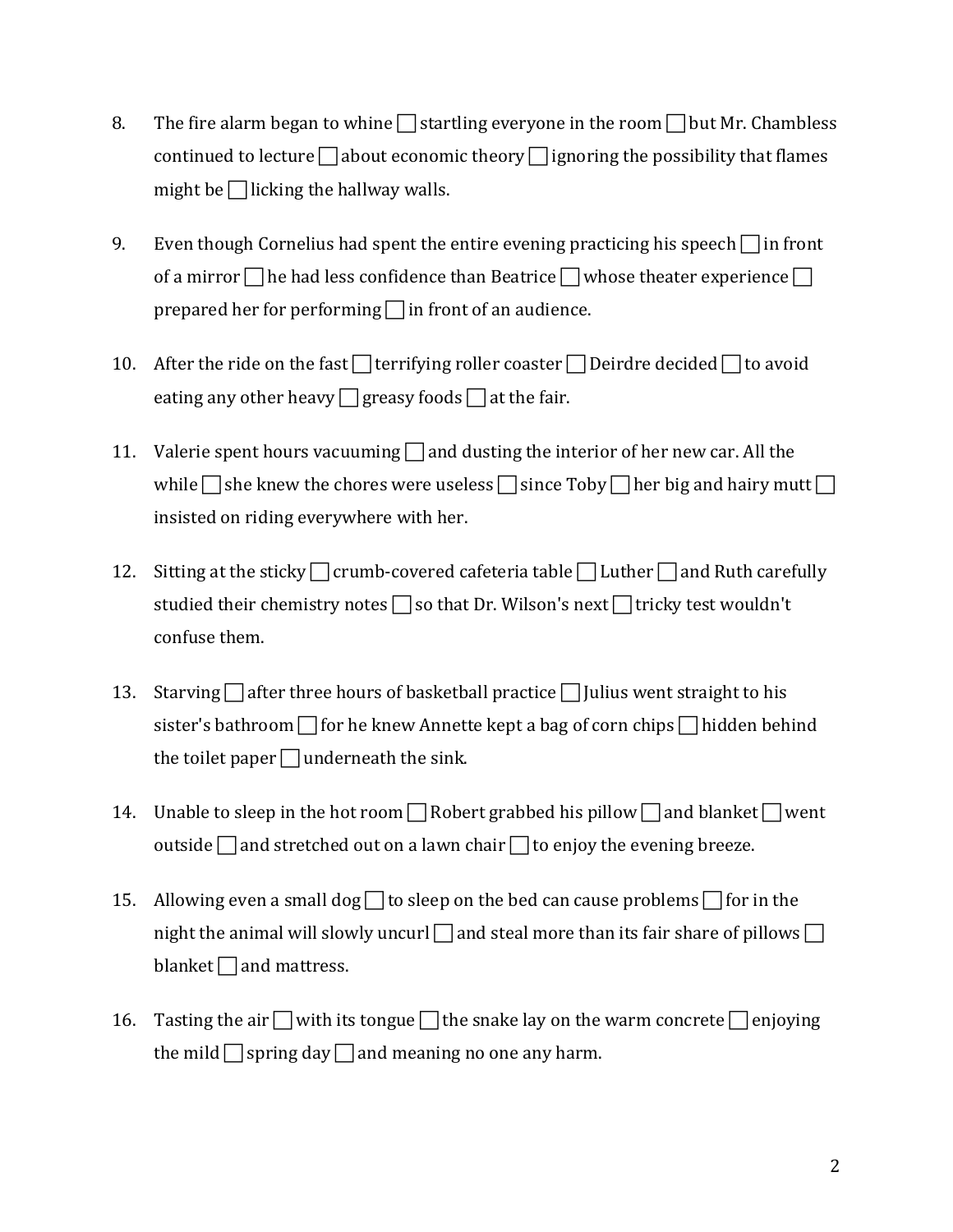8. The fire alarm began to whine ☐ startling everyone in the room ☐ but Mr. Chambless continued to lecture ☐ about economic theory ☐ ignoring the possibility that flames might be ☐ licking the hallway walls.

9. Even though Cornelius had spent the entire evening practicing his speech ☐ in front of a mirror ☐ he had less confidence than Beatrice ☐ whose theater experience ☐ prepared her for performing ☐ in front of an audience.

10. After the ride on the fast ☐ terrifying roller coaster ☐ Deirdre decided ☐ to avoid eating any other heavy ☐ greasy foods ☐ at the fair.

11. Valerie spent hours vacuuming ☐ and dusting the interior of her new car. All the while ☐ she knew the chores were useless ☐ since Toby ☐ her big and hairy mutt ☐ insisted on riding everywhere with her.

12. Sitting at the sticky ☐ crumb-covered cafeteria table ☐ Luther ☐ and Ruth carefully studied their chemistry notes ☐ so that Dr. Wilson's next ☐ tricky test wouldn't confuse them.

13. Starving ☐ after three hours of basketball practice ☐ Julius went straight to his sister's bathroom ☐ for he knew Annette kept a bag of corn chips ☐ hidden behind the toilet paper ☐ underneath the sink.

14. Unable to sleep in the hot room ☐ Robert grabbed his pillow ☐ and blanket ☐ went outside ☐ and stretched out on a lawn chair ☐ to enjoy the evening breeze.

15. Allowing even a small dog ☐ to sleep on the bed can cause problems ☐ for in the night the animal will slowly uncurl ☐ and steal more than its fair share of pillows ☐ blanket ☐ and mattress.

16. Tasting the air ☐ with its tongue ☐ the snake lay on the warm concrete ☐ enjoying the mild ☐ spring day ☐ and meaning no one any harm.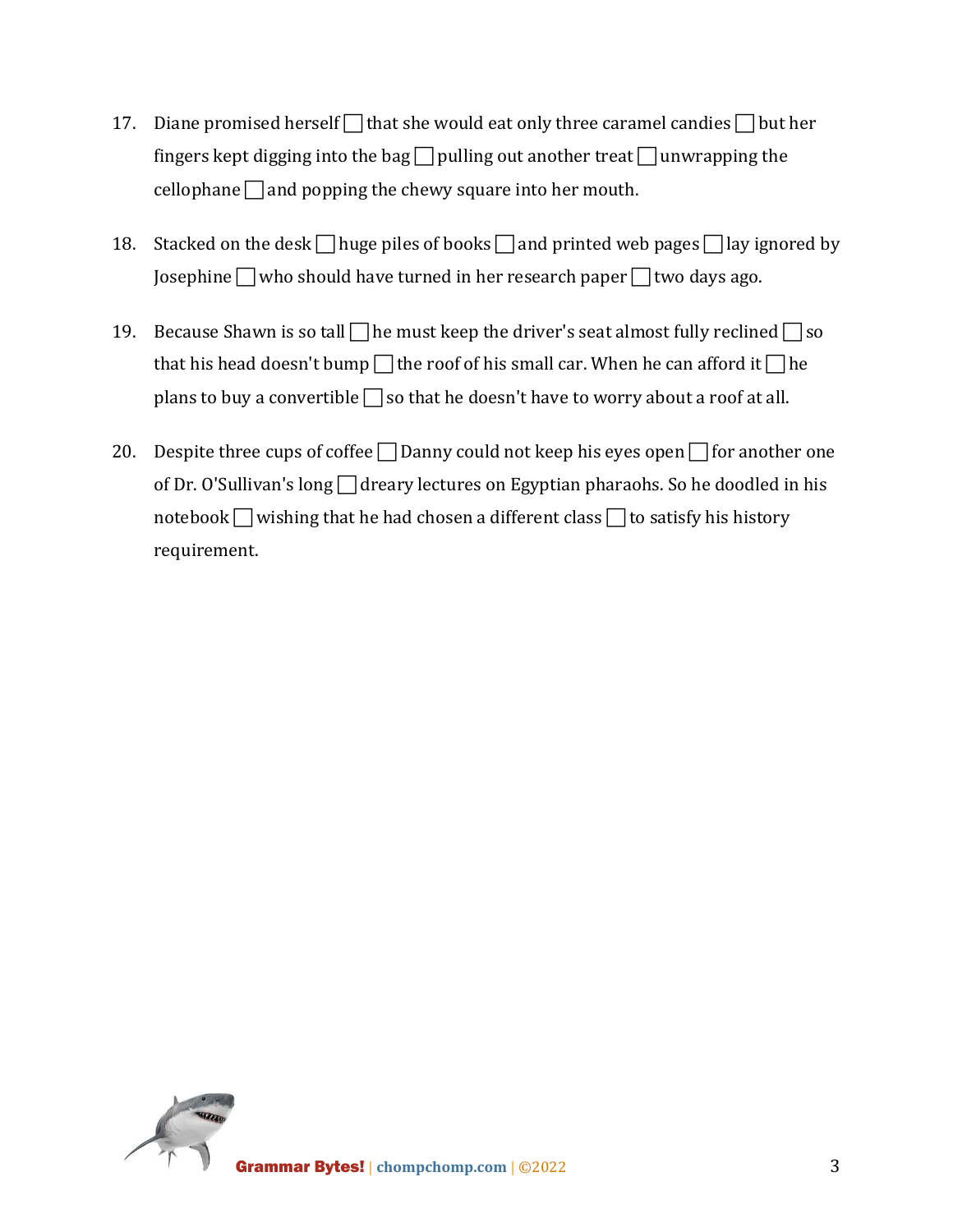17. Diane promised herself ☐ that she would eat only three caramel candies ☐ but her fingers kept digging into the bag ☐ pulling out another treat ☐ unwrapping the cellophane ☐ and popping the chewy square into her mouth.

18. Stacked on the desk ☐ huge piles of books ☐ and printed web pages ☐ lay ignored by Josephine ☐ who should have turned in her research paper ☐ two days ago.

19. Because Shawn is so tall ☐ he must keep the driver's seat almost fully reclined ☐ so that his head doesn't bump ☐ the roof of his small car. When he can afford it ☐ he plans to buy a convertible ☐ so that he doesn't have to worry about a roof at all.

20. Despite three cups of coffee ☐ Danny could not keep his eyes open ☐ for another one of Dr. O'Sullivan's long ☐ dreary lectures on Egyptian pharaohs. So he doodled in his notebook ☐ wishing that he had chosen a different class ☐ to satisfy his history requirement.